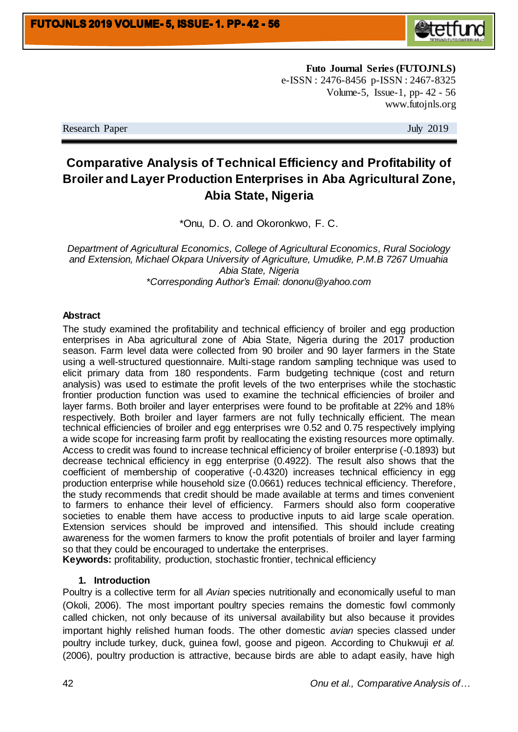Futo Journal Series (FUTOJNLS)
e-ISSN : 2476-8456 p-ISSN : 2467-8325
Volume-5, Issue-1, pp- 42 - 56
www.futojnls.org

Research Paper July 2019

# Comparative Analysis of Technical Efficiency and Profitability of Broiler and Layer Production Enterprises in Aba Agricultural Zone, Abia State, Nigeria

*Onu, D. O. and Okoronkwo, F. C.

*Department of Agricultural Economics, College of Agricultural Economics, Rural Sociology and Extension, Michael Okpara University of Agriculture, Umudike, P.M.B 7267 Umuahia Abia State, Nigeria*
*\*Corresponding Author's Email: dononu@yahoo.com*

## Abstract

The study examined the profitability and technical efficiency of broiler and egg production enterprises in Aba agricultural zone of Abia State, Nigeria during the 2017 production season. Farm level data were collected from 90 broiler and 90 layer farmers in the State using a well-structured questionnaire. Multi-stage random sampling technique was used to elicit primary data from 180 respondents. Farm budgeting technique (cost and return analysis) was used to estimate the profit levels of the two enterprises while the stochastic frontier production function was used to examine the technical efficiencies of broiler and layer farms. Both broiler and layer enterprises were found to be profitable at 22% and 18% respectively. Both broiler and layer farmers are not fully technically efficient. The mean technical efficiencies of broiler and egg enterprises wre 0.52 and 0.75 respectively implying a wide scope for increasing farm profit by reallocating the existing resources more optimally. Access to credit was found to increase technical efficiency of broiler enterprise (-0.1893) but decrease technical efficiency in egg enterprise (0.4922). The result also shows that the coefficient of membership of cooperative (-0.4320) increases technical efficiency in egg production enterprise while household size (0.0661) reduces technical efficiency. Therefore, the study recommends that credit should be made available at terms and times convenient to farmers to enhance their level of efficiency. Farmers should also form cooperative societies to enable them have access to productive inputs to aid large scale operation. Extension services should be improved and intensified. This should include creating awareness for the women farmers to know the profit potentials of broiler and layer farming so that they could be encouraged to undertake the enterprises.

**Keywords:** profitability, production, stochastic frontier, technical efficiency

## 1. Introduction

Poultry is a collective term for all *Avian* species nutritionally and economically useful to man (Okoli, 2006). The most important poultry species remains the domestic fowl commonly called chicken, not only because of its universal availability but also because it provides important highly relished human foods. The other domestic *avian* species classed under poultry include turkey, duck, guinea fowl, goose and pigeon. According to Chukwuji *et al.* (2006), poultry production is attractive, because birds are able to adapt easily, have high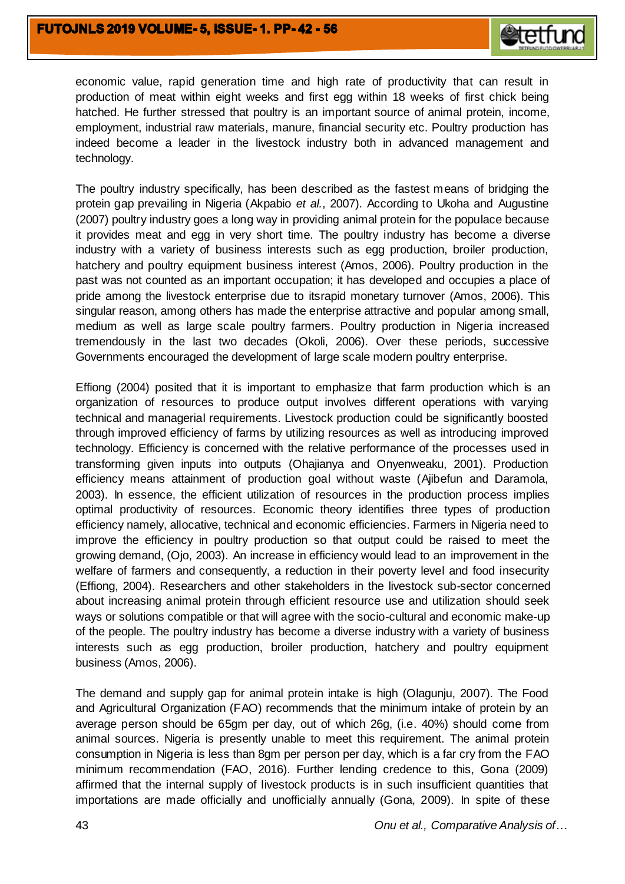economic value, rapid generation time and high rate of productivity that can result in production of meat within eight weeks and first egg within 18 weeks of first chick being hatched. He further stressed that poultry is an important source of animal protein, income, employment, industrial raw materials, manure, financial security etc. Poultry production has indeed become a leader in the livestock industry both in advanced management and technology.

The poultry industry specifically, has been described as the fastest means of bridging the protein gap prevailing in Nigeria (Akpabio *et al.*, 2007). According to Ukoha and Augustine (2007) poultry industry goes a long way in providing animal protein for the populace because it provides meat and egg in very short time. The poultry industry has become a diverse industry with a variety of business interests such as egg production, broiler production, hatchery and poultry equipment business interest (Amos, 2006). Poultry production in the past was not counted as an important occupation; it has developed and occupies a place of pride among the livestock enterprise due to itsrapid monetary turnover (Amos, 2006). This singular reason, among others has made the enterprise attractive and popular among small, medium as well as large scale poultry farmers. Poultry production in Nigeria increased tremendously in the last two decades (Okoli, 2006). Over these periods, successive Governments encouraged the development of large scale modern poultry enterprise.

Effiong (2004) posited that it is important to emphasize that farm production which is an organization of resources to produce output involves different operations with varying technical and managerial requirements. Livestock production could be significantly boosted through improved efficiency of farms by utilizing resources as well as introducing improved technology. Efficiency is concerned with the relative performance of the processes used in transforming given inputs into outputs (Ohajianya and Onyenweaku, 2001). Production efficiency means attainment of production goal without waste (Ajibefun and Daramola, 2003). In essence, the efficient utilization of resources in the production process implies optimal productivity of resources. Economic theory identifies three types of production efficiency namely, allocative, technical and economic efficiencies. Farmers in Nigeria need to improve the efficiency in poultry production so that output could be raised to meet the growing demand, (Ojo, 2003). An increase in efficiency would lead to an improvement in the welfare of farmers and consequently, a reduction in their poverty level and food insecurity (Effiong, 2004). Researchers and other stakeholders in the livestock sub-sector concerned about increasing animal protein through efficient resource use and utilization should seek ways or solutions compatible or that will agree with the socio-cultural and economic make-up of the people. The poultry industry has become a diverse industry with a variety of business interests such as egg production, broiler production, hatchery and poultry equipment business (Amos, 2006).

The demand and supply gap for animal protein intake is high (Olagunju, 2007). The Food and Agricultural Organization (FAO) recommends that the minimum intake of protein by an average person should be 65gm per day, out of which 26g, (i.e. 40%) should come from animal sources. Nigeria is presently unable to meet this requirement. The animal protein consumption in Nigeria is less than 8gm per person per day, which is a far cry from the FAO minimum recommendation (FAO, 2016). Further lending credence to this, Gona (2009) affirmed that the internal supply of livestock products is in such insufficient quantities that importations are made officially and unofficially annually (Gona, 2009). In spite of these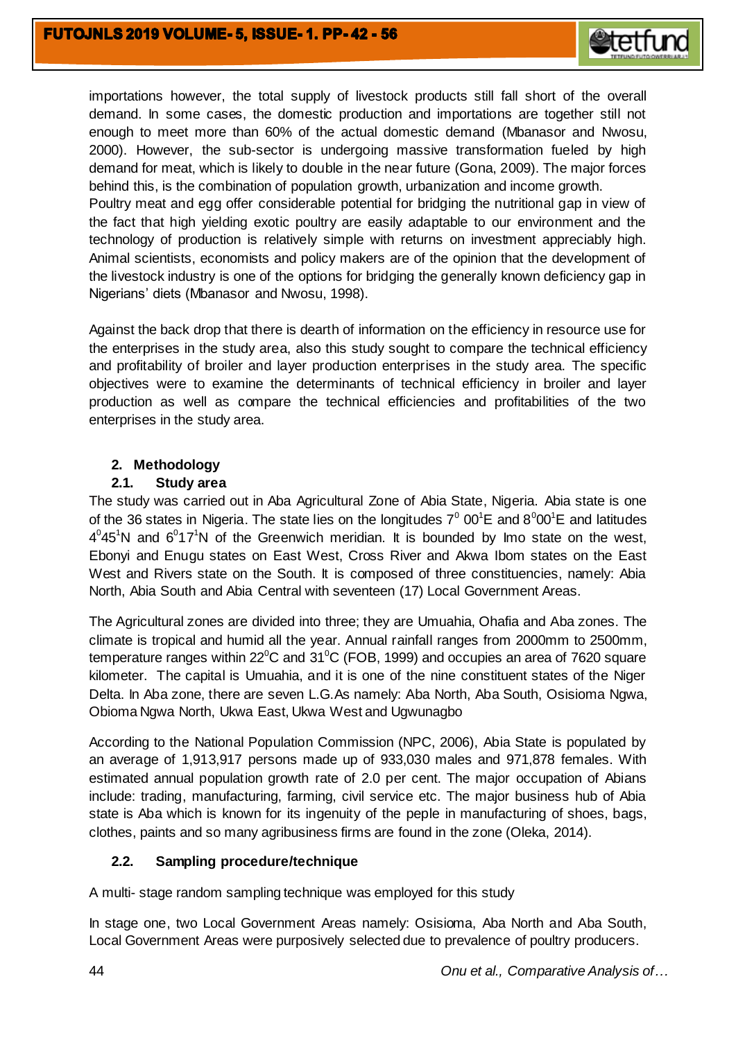importations however, the total supply of livestock products still fall short of the overall demand. In some cases, the domestic production and importations are together still not enough to meet more than 60% of the actual domestic demand (Mbanasor and Nwosu, 2000). However, the sub-sector is undergoing massive transformation fueled by high demand for meat, which is likely to double in the near future (Gona, 2009). The major forces behind this, is the combination of population growth, urbanization and income growth.
Poultry meat and egg offer considerable potential for bridging the nutritional gap in view of the fact that high yielding exotic poultry are easily adaptable to our environment and the technology of production is relatively simple with returns on investment appreciably high. Animal scientists, economists and policy makers are of the opinion that the development of the livestock industry is one of the options for bridging the generally known deficiency gap in Nigerians' diets (Mbanasor and Nwosu, 1998).

Against the back drop that there is dearth of information on the efficiency in resource use for the enterprises in the study area, also this study sought to compare the technical efficiency and profitability of broiler and layer production enterprises in the study area. The specific objectives were to examine the determinants of technical efficiency in broiler and layer production as well as compare the technical efficiencies and profitabilities of the two enterprises in the study area.

## 2. Methodology

### 2.1. Study area

The study was carried out in Aba Agricultural Zone of Abia State, Nigeria. Abia state is one of the 36 states in Nigeria. The state lies on the longitudes $7^0$ $00^1$E and $8^0 00^1$E and latitudes $4^0 45^1$N and $6^0 17^1$N of the Greenwich meridian. It is bounded by Imo state on the west, Ebonyi and Enugu states on East West, Cross River and Akwa Ibom states on the East West and Rivers state on the South. It is composed of three constituencies, namely: Abia North, Abia South and Abia Central with seventeen (17) Local Government Areas.

The Agricultural zones are divided into three; they are Umuahia, Ohafia and Aba zones. The climate is tropical and humid all the year. Annual rainfall ranges from 2000mm to 2500mm, temperature ranges within $22^0$C and $31^0$C (FOB, 1999) and occupies an area of 7620 square kilometer. The capital is Umuahia, and it is one of the nine constituent states of the Niger Delta. In Aba zone, there are seven L.G.As namely: Aba North, Aba South, Osisioma Ngwa, Obioma Ngwa North, Ukwa East, Ukwa West and Ugwunagbo

According to the National Population Commission (NPC, 2006), Abia State is populated by an average of 1,913,917 persons made up of 933,030 males and 971,878 females. With estimated annual population growth rate of 2.0 per cent. The major occupation of Abians include: trading, manufacturing, farming, civil service etc. The major business hub of Abia state is Aba which is known for its ingenuity of the peple in manufacturing of shoes, bags, clothes, paints and so many agribusiness firms are found in the zone (Oleka, 2014).

### 2.2. Sampling procedure/technique

A multi- stage random sampling technique was employed for this study

In stage one, two Local Government Areas namely: Osisioma, Aba North and Aba South, Local Government Areas were purposively selected due to prevalence of poultry producers.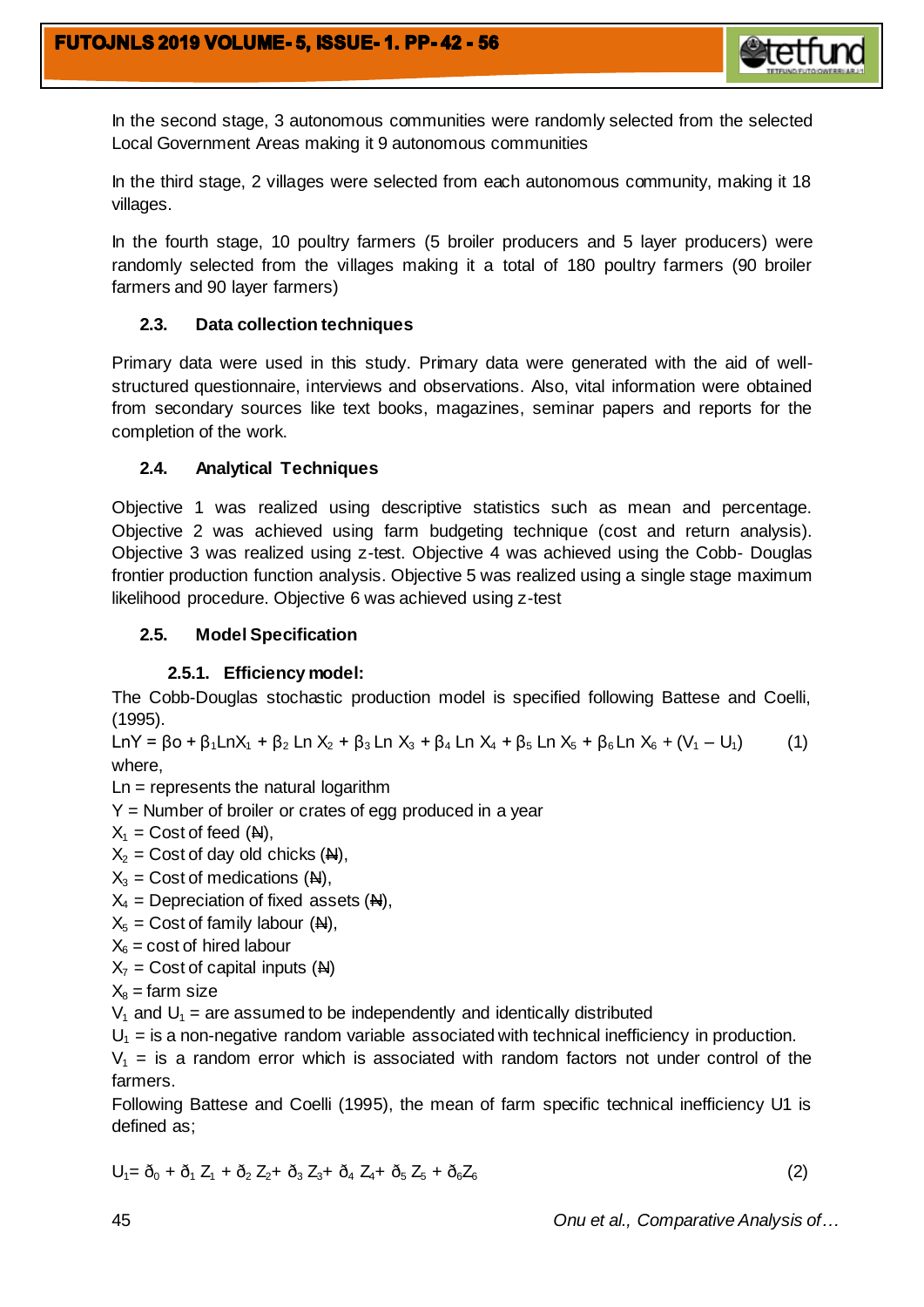In the second stage, 3 autonomous communities were randomly selected from the selected Local Government Areas making it 9 autonomous communities

In the third stage, 2 villages were selected from each autonomous community, making it 18 villages.

In the fourth stage, 10 poultry farmers (5 broiler producers and 5 layer producers) were randomly selected from the villages making it a total of 180 poultry farmers (90 broiler farmers and 90 layer farmers)

### 2.3. Data collection techniques

Primary data were used in this study. Primary data were generated with the aid of well-structured questionnaire, interviews and observations. Also, vital information were obtained from secondary sources like text books, magazines, seminar papers and reports for the completion of the work.

### 2.4. Analytical Techniques

Objective 1 was realized using descriptive statistics such as mean and percentage. Objective 2 was achieved using farm budgeting technique (cost and return analysis). Objective 3 was realized using z-test. Objective 4 was achieved using the Cobb- Douglas frontier production function analysis. Objective 5 was realized using a single stage maximum likelihood procedure. Objective 6 was achieved using z-test

### 2.5. Model Specification

#### 2.5.1. Efficiency model:

The Cobb-Douglas stochastic production model is specified following Battese and Coelli, (1995).

$$LnY = \beta o + \beta_1 LnX_1 + \beta_2 \,Ln\, X_2 + \beta_3 \,Ln\, X_3 + \beta_4 \,Ln\, X_4 + \beta_5 \,Ln\, X_5 + \beta_6 \,Ln\, X_6 + (V_1 - U_1) \quad (1)$$

where,

Ln = represents the natural logarithm

Y = Number of broiler or crates of egg produced in a year

$X_1$ = Cost of feed (₦),

$X_2$ = Cost of day old chicks (₦),

$X_3$ = Cost of medications (₦),

$X_4$ = Depreciation of fixed assets (₦),

$X_5$ = Cost of family labour (₦),

$X_6$ = cost of hired labour

$X_7$ = Cost of capital inputs (₦)

$X_8$ = farm size

$V_1$ and $U_1$ = are assumed to be independently and identically distributed

$U_1$ = is a non-negative random variable associated with technical inefficiency in production.

$V_1$ = is a random error which is associated with random factors not under control of the farmers.

Following Battese and Coelli (1995), the mean of farm specific technical inefficiency U1 is defined as;

$$U_1 = ð_0 + ð_1 Z_1 + ð_2 Z_2 + ð_3 Z_3 + ð_4 Z_4 + ð_5 Z_5 + ð_6 Z_6 \quad (2)$$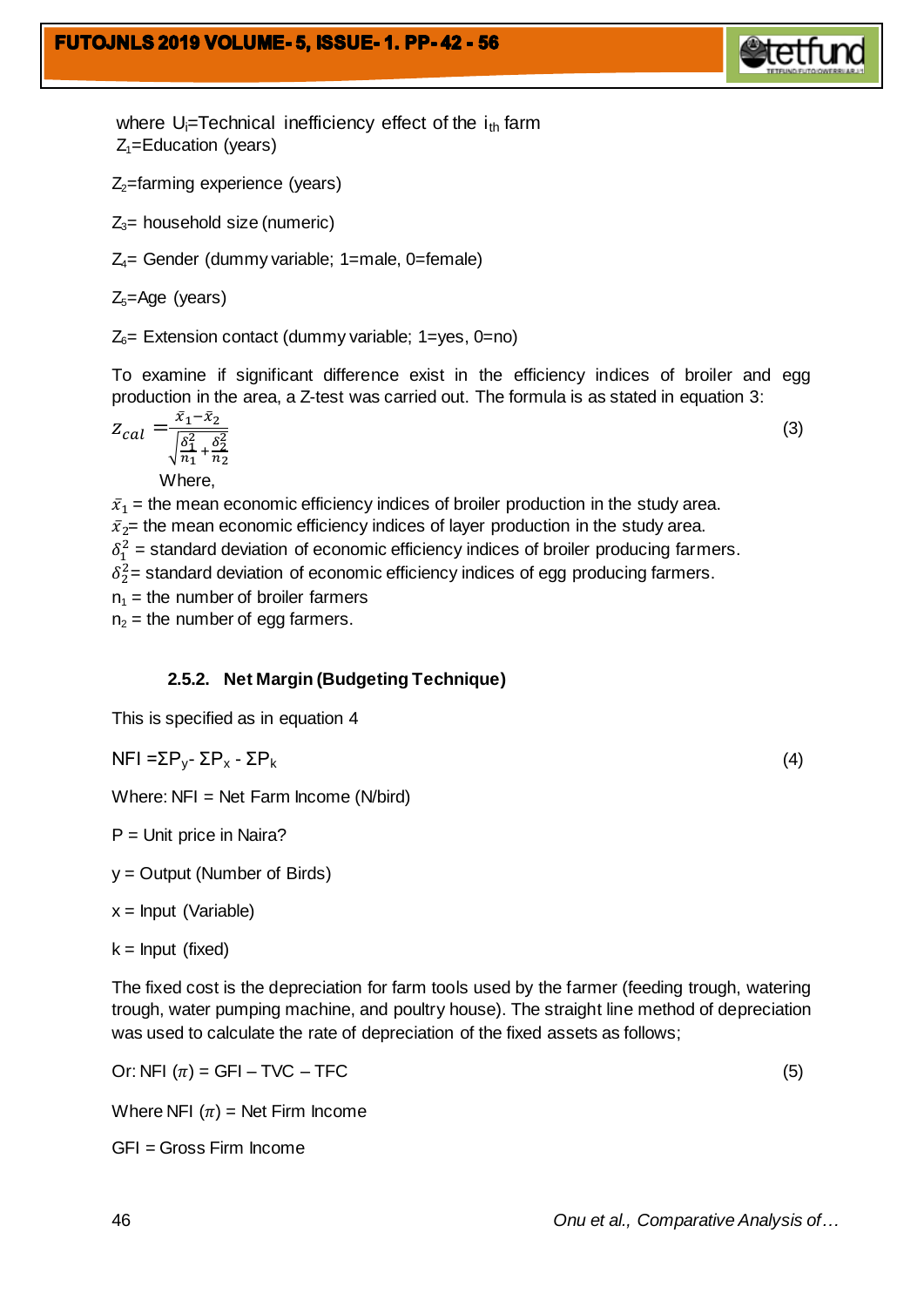where $U_i$=Technical inefficiency effect of the $i_{th}$ farm
$Z_1$=Education (years)

$Z_2$=farming experience (years)

$Z_3$= household size (numeric)

$Z_4$= Gender (dummy variable; 1=male, 0=female)

$Z_5$=Age (years)

$Z_6$= Extension contact (dummy variable; 1=yes, 0=no)

To examine if significant difference exist in the efficiency indices of broiler and egg production in the area, a Z-test was carried out. The formula is as stated in equation 3:

$$Z_{cal} = \frac{\bar{x}_1 - \bar{x}_2}{\sqrt{\frac{\delta_1^2}{n_1} + \frac{\delta_2^2}{n_2}}} \quad (3)$$

Where,

$\bar{x}_1$ = the mean economic efficiency indices of broiler production in the study area.
$\bar{x}_2$= the mean economic efficiency indices of layer production in the study area.
$\delta_1^2$ = standard deviation of economic efficiency indices of broiler producing farmers.
$\delta_2^2$= standard deviation of economic efficiency indices of egg producing farmers.
$n_1$ = the number of broiler farmers
$n_2$ = the number of egg farmers.

### 2.5.2. Net Margin (Budgeting Technique)

This is specified as in equation 4

$$NFI = \Sigma P_y - \Sigma P_x - \Sigma P_k \quad (4)$$

Where: NFI = Net Farm Income (N/bird)

P = Unit price in Naira?

y = Output (Number of Birds)

x = Input (Variable)

k = Input (fixed)

The fixed cost is the depreciation for farm tools used by the farmer (feeding trough, watering trough, water pumping machine, and poultry house). The straight line method of depreciation was used to calculate the rate of depreciation of the fixed assets as follows;

$$\text{Or: NFI } (\pi) = GFI - TVC - TFC \quad (5)$$

Where NFI ($\pi$) = Net Firm Income

GFI = Gross Firm Income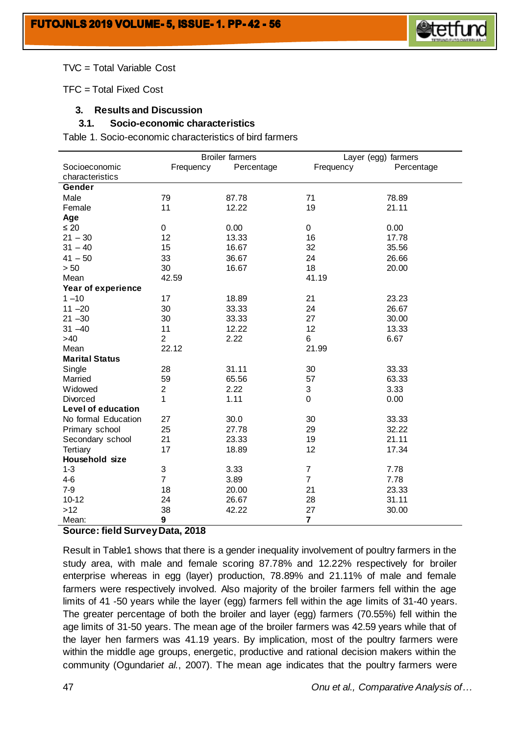TVC = Total Variable Cost

TFC = Total Fixed Cost

## 3. Results and Discussion

### 3.1. Socio-economic characteristics

Table 1. Socio-economic characteristics of bird farmers

| Socioeconomic characteristics | Broiler farmers | | Layer (egg) farmers | |
|---|---|---|---|---|
| | Frequency | Percentage | Frequency | Percentage |
| **Gender** | | | | |
| Male | 79 | 87.78 | 71 | 78.89 |
| Female | 11 | 12.22 | 19 | 21.11 |
| **Age** | | | | |
| ≤ 20 | 0 | 0.00 | 0 | 0.00 |
| 21 – 30 | 12 | 13.33 | 16 | 17.78 |
| 31 – 40 | 15 | 16.67 | 32 | 35.56 |
| 41 – 50 | 33 | 36.67 | 24 | 26.66 |
| > 50 | 30 | 16.67 | 18 | 20.00 |
| Mean | 42.59 | | 41.19 | |
| **Year of experience** | | | | |
| 1 –10 | 17 | 18.89 | 21 | 23.23 |
| 11 –20 | 30 | 33.33 | 24 | 26.67 |
| 21 –30 | 30 | 33.33 | 27 | 30.00 |
| 31 –40 | 11 | 12.22 | 12 | 13.33 |
| >40 | 2 | 2.22 | 6 | 6.67 |
| Mean | 22.12 | | 21.99 | |
| **Marital Status** | | | | |
| Single | 28 | 31.11 | 30 | 33.33 |
| Married | 59 | 65.56 | 57 | 63.33 |
| Widowed | 2 | 2.22 | 3 | 3.33 |
| Divorced | 1 | 1.11 | 0 | 0.00 |
| **Level of education** | | | | |
| No formal Education | 27 | 30.0 | 30 | 33.33 |
| Primary school | 25 | 27.78 | 29 | 32.22 |
| Secondary school | 21 | 23.33 | 19 | 21.11 |
| Tertiary | 17 | 18.89 | 12 | 17.34 |
| **Household size** | | | | |
| 1-3 | 3 | 3.33 | 7 | 7.78 |
| 4-6 | 7 | 3.89 | 7 | 7.78 |
| 7-9 | 18 | 20.00 | 21 | 23.33 |
| 10-12 | 24 | 26.67 | 28 | 31.11 |
| >12 | 38 | 42.22 | 27 | 30.00 |
| Mean: | **9** | | **7** | |

**Source: field Survey Data, 2018**

Result in Table1 shows that there is a gender inequality involvement of poultry farmers in the study area, with male and female scoring 87.78% and 12.22% respectively for broiler enterprise whereas in egg (layer) production, 78.89% and 21.11% of male and female farmers were respectively involved. Also majority of the broiler farmers fell within the age limits of 41 -50 years while the layer (egg) farmers fell within the age limits of 31-40 years. The greater percentage of both the broiler and layer (egg) farmers (70.55%) fell within the age limits of 31-50 years. The mean age of the broiler farmers was 42.59 years while that of the layer hen farmers was 41.19 years. By implication, most of the poultry farmers were within the middle age groups, energetic, productive and rational decision makers within the community (Ogundari*et al.*, 2007). The mean age indicates that the poultry farmers were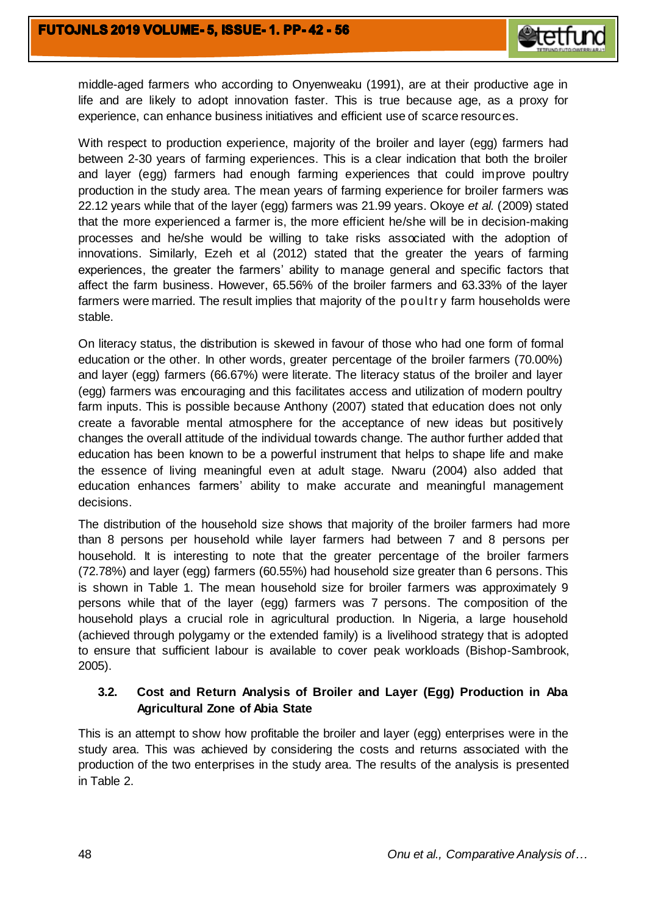middle-aged farmers who according to Onyenweaku (1991), are at their productive age in life and are likely to adopt innovation faster. This is true because age, as a proxy for experience, can enhance business initiatives and efficient use of scarce resources.

With respect to production experience, majority of the broiler and layer (egg) farmers had between 2-30 years of farming experiences. This is a clear indication that both the broiler and layer (egg) farmers had enough farming experiences that could improve poultry production in the study area. The mean years of farming experience for broiler farmers was 22.12 years while that of the layer (egg) farmers was 21.99 years. Okoye *et al.* (2009) stated that the more experienced a farmer is, the more efficient he/she will be in decision-making processes and he/she would be willing to take risks associated with the adoption of innovations. Similarly, Ezeh et al (2012) stated that the greater the years of farming experiences, the greater the farmers' ability to manage general and specific factors that affect the farm business. However, 65.56% of the broiler farmers and 63.33% of the layer farmers were married. The result implies that majority of the poultry farm households were stable.

On literacy status, the distribution is skewed in favour of those who had one form of formal education or the other. In other words, greater percentage of the broiler farmers (70.00%) and layer (egg) farmers (66.67%) were literate. The literacy status of the broiler and layer (egg) farmers was encouraging and this facilitates access and utilization of modern poultry farm inputs. This is possible because Anthony (2007) stated that education does not only create a favorable mental atmosphere for the acceptance of new ideas but positively changes the overall attitude of the individual towards change. The author further added that education has been known to be a powerful instrument that helps to shape life and make the essence of living meaningful even at adult stage. Nwaru (2004) also added that education enhances farmers' ability to make accurate and meaningful management decisions.

The distribution of the household size shows that majority of the broiler farmers had more than 8 persons per household while layer farmers had between 7 and 8 persons per household. It is interesting to note that the greater percentage of the broiler farmers (72.78%) and layer (egg) farmers (60.55%) had household size greater than 6 persons. This is shown in Table 1. The mean household size for broiler farmers was approximately 9 persons while that of the layer (egg) farmers was 7 persons. The composition of the household plays a crucial role in agricultural production. In Nigeria, a large household (achieved through polygamy or the extended family) is a livelihood strategy that is adopted to ensure that sufficient labour is available to cover peak workloads (Bishop-Sambrook, 2005).

### 3.2. Cost and Return Analysis of Broiler and Layer (Egg) Production in Aba Agricultural Zone of Abia State

This is an attempt to show how profitable the broiler and layer (egg) enterprises were in the study area. This was achieved by considering the costs and returns associated with the production of the two enterprises in the study area. The results of the analysis is presented in Table 2.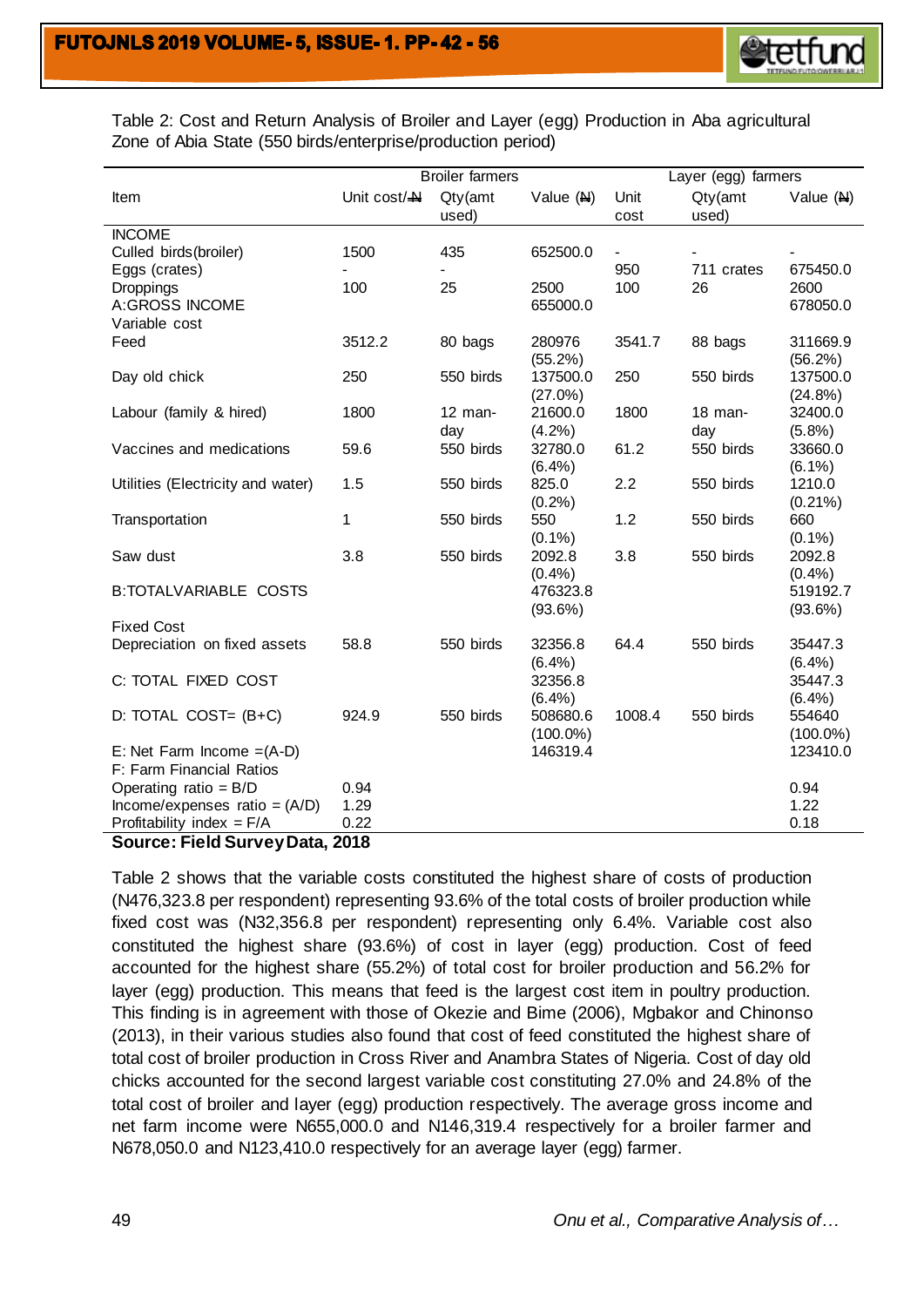Table 2: Cost and Return Analysis of Broiler and Layer (egg) Production in Aba agricultural Zone of Abia State (550 birds/enterprise/production period)

| Item | Broiler farmers | | | Layer (egg) farmers | | |
|---|---|---|---|---|---|---|
| | Unit cost/₦ | Qty(amt used) | Value (₦) | Unit cost | Qty(amt used) | Value (₦) |
| INCOME | | | | | | |
| Culled birds(broiler) | 1500 | 435 | 652500.0 | - | - | - |
| Eggs (crates) | - | - | | 950 | 711 crates | 675450.0 |
| Droppings | 100 | 25 | 2500 | 100 | 26 | 2600 |
| A:GROSS INCOME | | | 655000.0 | | | 678050.0 |
| Variable cost | | | | | | |
| Feed | 3512.2 | 80 bags | 280976 (55.2%) | 3541.7 | 88 bags | 311669.9 (56.2%) |
| Day old chick | 250 | 550 birds | 137500.0 (27.0%) | 250 | 550 birds | 137500.0 (24.8%) |
| Labour (family & hired) | 1800 | 12 man-day | 21600.0 (4.2%) | 1800 | 18 man-day | 32400.0 (5.8%) |
| Vaccines and medications | 59.6 | 550 birds | 32780.0 (6.4%) | 61.2 | 550 birds | 33660.0 (6.1%) |
| Utilities (Electricity and water) | 1.5 | 550 birds | 825.0 (0.2%) | 2.2 | 550 birds | 1210.0 (0.21%) |
| Transportation | 1 | 550 birds | 550 (0.1%) | 1.2 | 550 birds | 660 (0.1%) |
| Saw dust | 3.8 | 550 birds | 2092.8 (0.4%) | 3.8 | 550 birds | 2092.8 (0.4%) |
| B:TOTALVARIABLE COSTS | | | 476323.8 (93.6%) | | | 519192.7 (93.6%) |
| Fixed Cost | | | | | | |
| Depreciation on fixed assets | 58.8 | 550 birds | 32356.8 (6.4%) | 64.4 | 550 birds | 35447.3 (6.4%) |
| C: TOTAL FIXED COST | | | 32356.8 (6.4%) | | | 35447.3 (6.4%) |
| D: TOTAL COST= (B+C) | 924.9 | 550 birds | 508680.6 (100.0%) | 1008.4 | 550 birds | 554640 (100.0%) |
| E: Net Farm Income =(A-D) | | | 146319.4 | | | 123410.0 |
| F: Farm Financial Ratios | | | | | | |
| Operating ratio = B/D | 0.94 | | | | | 0.94 |
| Income/expenses ratio = (A/D) | 1.29 | | | | | 1.22 |
| Profitability index = F/A | 0.22 | | | | | 0.18 |

**Source: Field Survey Data, 2018**

Table 2 shows that the variable costs constituted the highest share of costs of production (N476,323.8 per respondent) representing 93.6% of the total costs of broiler production while fixed cost was (N32,356.8 per respondent) representing only 6.4%. Variable cost also constituted the highest share (93.6%) of cost in layer (egg) production. Cost of feed accounted for the highest share (55.2%) of total cost for broiler production and 56.2% for layer (egg) production. This means that feed is the largest cost item in poultry production. This finding is in agreement with those of Okezie and Bime (2006), Mgbakor and Chinonso (2013), in their various studies also found that cost of feed constituted the highest share of total cost of broiler production in Cross River and Anambra States of Nigeria. Cost of day old chicks accounted for the second largest variable cost constituting 27.0% and 24.8% of the total cost of broiler and layer (egg) production respectively. The average gross income and net farm income were N655,000.0 and N146,319.4 respectively for a broiler farmer and N678,050.0 and N123,410.0 respectively for an average layer (egg) farmer.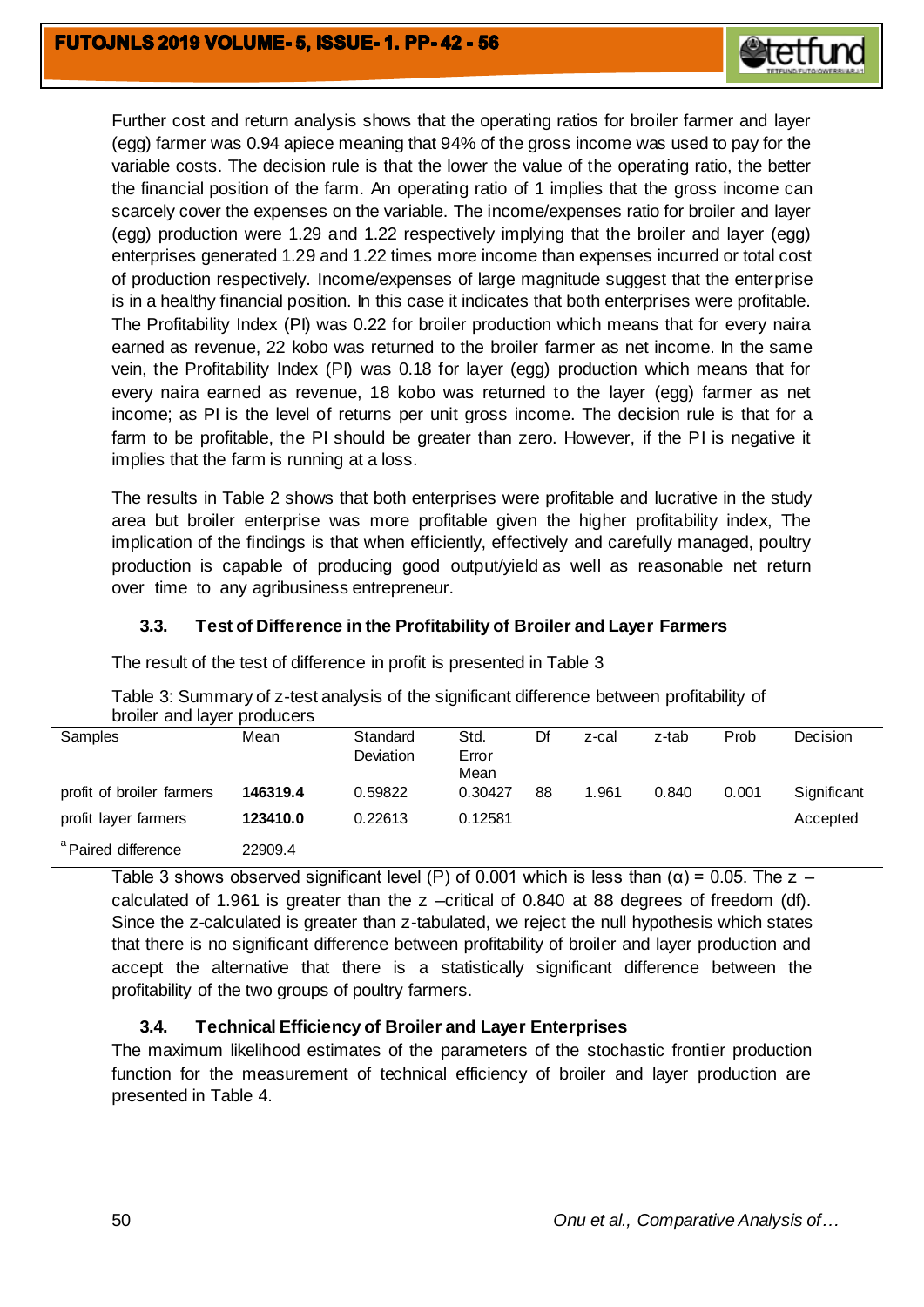Further cost and return analysis shows that the operating ratios for broiler farmer and layer (egg) farmer was 0.94 apiece meaning that 94% of the gross income was used to pay for the variable costs. The decision rule is that the lower the value of the operating ratio, the better the financial position of the farm. An operating ratio of 1 implies that the gross income can scarcely cover the expenses on the variable. The income/expenses ratio for broiler and layer (egg) production were 1.29 and 1.22 respectively implying that the broiler and layer (egg) enterprises generated 1.29 and 1.22 times more income than expenses incurred or total cost of production respectively. Income/expenses of large magnitude suggest that the enterprise is in a healthy financial position. In this case it indicates that both enterprises were profitable. The Profitability Index (PI) was 0.22 for broiler production which means that for every naira earned as revenue, 22 kobo was returned to the broiler farmer as net income. In the same vein, the Profitability Index (PI) was 0.18 for layer (egg) production which means that for every naira earned as revenue, 18 kobo was returned to the layer (egg) farmer as net income; as PI is the level of returns per unit gross income. The decision rule is that for a farm to be profitable, the PI should be greater than zero. However, if the PI is negative it implies that the farm is running at a loss.

The results in Table 2 shows that both enterprises were profitable and lucrative in the study area but broiler enterprise was more profitable given the higher profitability index, The implication of the findings is that when efficiently, effectively and carefully managed, poultry production is capable of producing good output/yield as well as reasonable net return over time to any agribusiness entrepreneur.

### 3.3. Test of Difference in the Profitability of Broiler and Layer Farmers

The result of the test of difference in profit is presented in Table 3

Table 3: Summary of z-test analysis of the significant difference between profitability of broiler and layer producers

| Samples | Mean | Standard Deviation | Std. Error Mean | Df | z-cal | z-tab | Prob | Decision |
|---|---|---|---|---|---|---|---|---|
| profit of broiler farmers | **146319.4** | 0.59822 | 0.30427 | 88 | 1.961 | 0.840 | 0.001 | Significant |
| profit layer farmers | **123410.0** | 0.22613 | 0.12581 | | | | | Accepted |
| [a] Paired difference | 22909.4 | | | | | | | |

Table 3 shows observed significant level (P) of 0.001 which is less than ($\alpha$) = 0.05. The z – calculated of 1.961 is greater than the z –critical of 0.840 at 88 degrees of freedom (df). Since the z-calculated is greater than z-tabulated, we reject the null hypothesis which states that there is no significant difference between profitability of broiler and layer production and accept the alternative that there is a statistically significant difference between the profitability of the two groups of poultry farmers.

### 3.4. Technical Efficiency of Broiler and Layer Enterprises

The maximum likelihood estimates of the parameters of the stochastic frontier production function for the measurement of technical efficiency of broiler and layer production are presented in Table 4.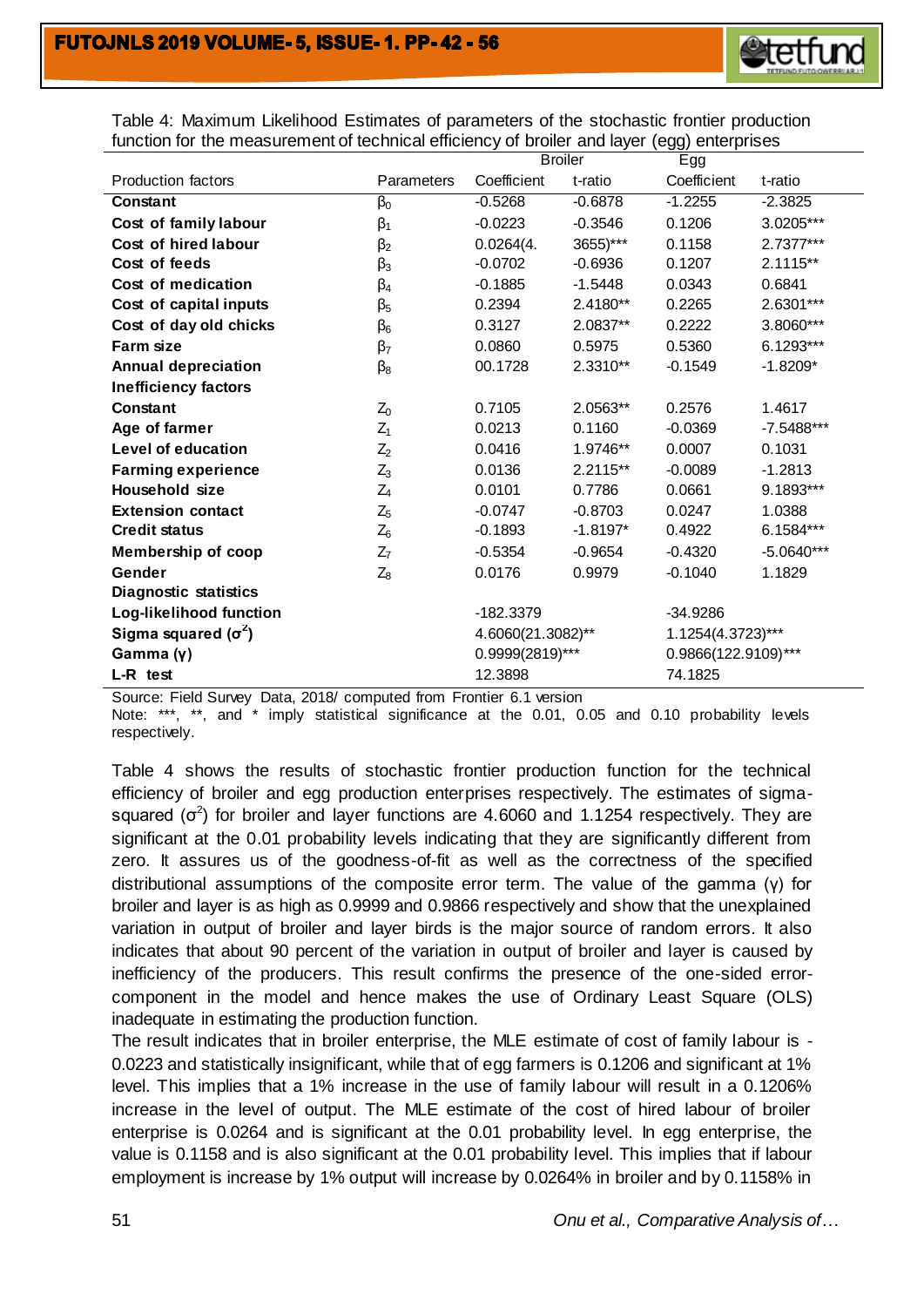Table 4: Maximum Likelihood Estimates of parameters of the stochastic frontier production function for the measurement of technical efficiency of broiler and layer (egg) enterprises

| | | Broiler | | Egg | |
|---|---|---|---|---|---|
| Production factors | Parameters | Coefficient | t-ratio | Coefficient | t-ratio |
| **Constant** | $\beta_0$ | -0.5268 | -0.6878 | -1.2255 | -2.3825 |
| **Cost of family labour** | $\beta_1$ | -0.0223 | -0.3546 | 0.1206 | 3.0205*** |
| **Cost of hired labour** | $\beta_2$ | 0.0264(4. | 3655)*** | 0.1158 | 2.7377*** |
| **Cost of feeds** | $\beta_3$ | -0.0702 | -0.6936 | 0.1207 | 2.1115** |
| **Cost of medication** | $\beta_4$ | -0.1885 | -1.5448 | 0.0343 | 0.6841 |
| **Cost of capital inputs** | $\beta_5$ | 0.2394 | 2.4180** | 0.2265 | 2.6301*** |
| **Cost of day old chicks** | $\beta_6$ | 0.3127 | 2.0837** | 0.2222 | 3.8060*** |
| **Farm size** | $\beta_7$ | 0.0860 | 0.5975 | 0.5360 | 6.1293*** |
| **Annual depreciation** | $\beta_8$ | 00.1728 | 2.3310** | -0.1549 | -1.8209* |
| **Inefficiency factors** | | | | | |
| **Constant** | $Z_0$ | 0.7105 | 2.0563** | 0.2576 | 1.4617 |
| **Age of farmer** | $Z_1$ | 0.0213 | 0.1160 | -0.0369 | -7.5488*** |
| **Level of education** | $Z_2$ | 0.0416 | 1.9746** | 0.0007 | 0.1031 |
| **Farming experience** | $Z_3$ | 0.0136 | 2.2115** | -0.0089 | -1.2813 |
| **Household size** | $Z_4$ | 0.0101 | 0.7786 | 0.0661 | 9.1893*** |
| **Extension contact** | $Z_5$ | -0.0747 | -0.8703 | 0.0247 | 1.0388 |
| **Credit status** | $Z_6$ | -0.1893 | -1.8197* | 0.4922 | 6.1584*** |
| **Membership of coop** | $Z_7$ | -0.5354 | -0.9654 | -0.4320 | -5.0640*** |
| **Gender** | $Z_8$ | 0.0176 | 0.9979 | -0.1040 | 1.1829 |
| **Diagnostic statistics** | | | | | |
| **Log-likelihood function** | | -182.3379 | | -34.9286 | |
| **Sigma squared ($\sigma^2$)** | | 4.6060(21.3082)** | | 1.1254(4.3723)*** | |
| **Gamma (γ)** | | 0.9999(2819)*** | | 0.9866(122.9109)*** | |
| **L-R test** | | 12.3898 | | 74.1825 | |

Source: Field Survey Data, 2018/ computed from Frontier 6.1 version

Note: ***, **, and * imply statistical significance at the 0.01, 0.05 and 0.10 probability levels respectively.

Table 4 shows the results of stochastic frontier production function for the technical efficiency of broiler and egg production enterprises respectively. The estimates of sigma-squared ($\sigma^2$) for broiler and layer functions are 4.6060 and 1.1254 respectively. They are significant at the 0.01 probability levels indicating that they are significantly different from zero. It assures us of the goodness-of-fit as well as the correctness of the specified distributional assumptions of the composite error term. The value of the gamma (γ) for broiler and layer is as high as 0.9999 and 0.9866 respectively and show that the unexplained variation in output of broiler and layer birds is the major source of random errors. It also indicates that about 90 percent of the variation in output of broiler and layer is caused by inefficiency of the producers. This result confirms the presence of the one-sided error-component in the model and hence makes the use of Ordinary Least Square (OLS) inadequate in estimating the production function.

The result indicates that in broiler enterprise, the MLE estimate of cost of family labour is -0.0223 and statistically insignificant, while that of egg farmers is 0.1206 and significant at 1% level. This implies that a 1% increase in the use of family labour will result in a 0.1206% increase in the level of output. The MLE estimate of the cost of hired labour of broiler enterprise is 0.0264 and is significant at the 0.01 probability level. In egg enterprise, the value is 0.1158 and is also significant at the 0.01 probability level. This implies that if labour employment is increase by 1% output will increase by 0.0264% in broiler and by 0.1158% in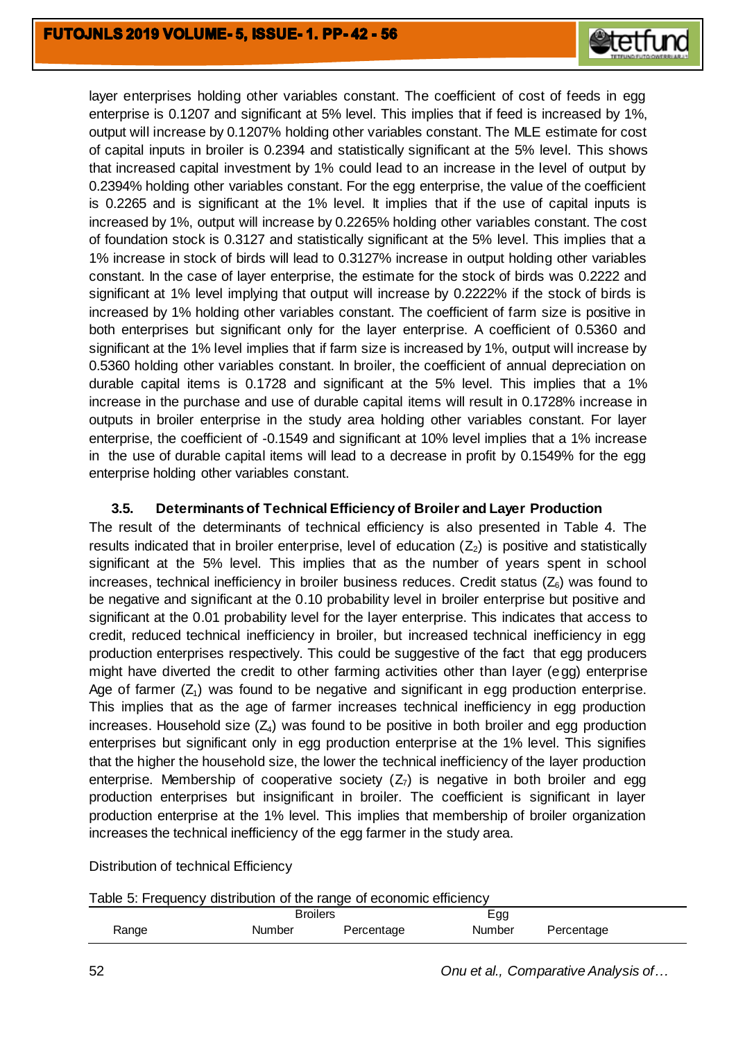layer enterprises holding other variables constant. The coefficient of cost of feeds in egg enterprise is 0.1207 and significant at 5% level. This implies that if feed is increased by 1%, output will increase by 0.1207% holding other variables constant. The MLE estimate for cost of capital inputs in broiler is 0.2394 and statistically significant at the 5% level. This shows that increased capital investment by 1% could lead to an increase in the level of output by 0.2394% holding other variables constant. For the egg enterprise, the value of the coefficient is 0.2265 and is significant at the 1% level. It implies that if the use of capital inputs is increased by 1%, output will increase by 0.2265% holding other variables constant. The cost of foundation stock is 0.3127 and statistically significant at the 5% level. This implies that a 1% increase in stock of birds will lead to 0.3127% increase in output holding other variables constant. In the case of layer enterprise, the estimate for the stock of birds was 0.2222 and significant at 1% level implying that output will increase by 0.2222% if the stock of birds is increased by 1% holding other variables constant. The coefficient of farm size is positive in both enterprises but significant only for the layer enterprise. A coefficient of 0.5360 and significant at the 1% level implies that if farm size is increased by 1%, output will increase by 0.5360 holding other variables constant. In broiler, the coefficient of annual depreciation on durable capital items is 0.1728 and significant at the 5% level. This implies that a 1% increase in the purchase and use of durable capital items will result in 0.1728% increase in outputs in broiler enterprise in the study area holding other variables constant. For layer enterprise, the coefficient of -0.1549 and significant at 10% level implies that a 1% increase in the use of durable capital items will lead to a decrease in profit by 0.1549% for the egg enterprise holding other variables constant.

### 3.5. Determinants of Technical Efficiency of Broiler and Layer Production

The result of the determinants of technical efficiency is also presented in Table 4. The results indicated that in broiler enterprise, level of education ($Z_2$) is positive and statistically significant at the 5% level. This implies that as the number of years spent in school increases, technical inefficiency in broiler business reduces. Credit status ($Z_6$) was found to be negative and significant at the 0.10 probability level in broiler enterprise but positive and significant at the 0.01 probability level for the layer enterprise. This indicates that access to credit, reduced technical inefficiency in broiler, but increased technical inefficiency in egg production enterprises respectively. This could be suggestive of the fact that egg producers might have diverted the credit to other farming activities other than layer (egg) enterprise Age of farmer ($Z_1$) was found to be negative and significant in egg production enterprise. This implies that as the age of farmer increases technical inefficiency in egg production increases. Household size ($Z_4$) was found to be positive in both broiler and egg production enterprises but significant only in egg production enterprise at the 1% level. This signifies that the higher the household size, the lower the technical inefficiency of the layer production enterprise. Membership of cooperative society ($Z_7$) is negative in both broiler and egg production enterprises but insignificant in broiler. The coefficient is significant in layer production enterprise at the 1% level. This implies that membership of broiler organization increases the technical inefficiency of the egg farmer in the study area.

Distribution of technical Efficiency

Table 5: Frequency distribution of the range of economic efficiency

| | Broilers | | Egg | |
|---|---|---|---|---|
| Range | Number | Percentage | Number | Percentage |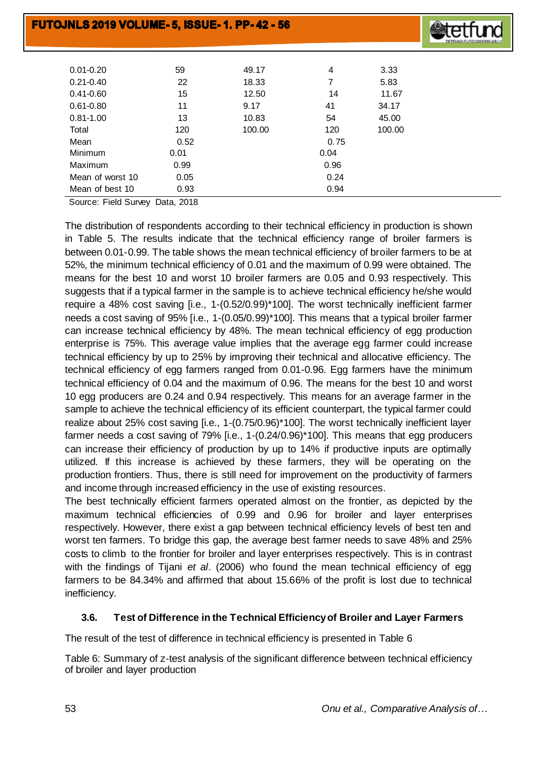| | | | | |
|---|---|---|---|---|
| 0.01-0.20 | 59 | 49.17 | 4 | 3.33 |
| 0.21-0.40 | 22 | 18.33 | 7 | 5.83 |
| 0.41-0.60 | 15 | 12.50 | 14 | 11.67 |
| 0.61-0.80 | 11 | 9.17 | 41 | 34.17 |
| 0.81-1.00 | 13 | 10.83 | 54 | 45.00 |
| Total | 120 | 100.00 | 120 | 100.00 |
| Mean | 0.52 | | 0.75 | |
| Minimum | 0.01 | | 0.04 | |
| Maximum | 0.99 | | 0.96 | |
| Mean of worst 10 | 0.05 | | 0.24 | |
| Mean of best 10 | 0.93 | | 0.94 | |

Source: Field Survey Data, 2018

The distribution of respondents according to their technical efficiency in production is shown in Table 5. The results indicate that the technical efficiency range of broiler farmers is between 0.01-0.99. The table shows the mean technical efficiency of broiler farmers to be at 52%, the minimum technical efficiency of 0.01 and the maximum of 0.99 were obtained. The means for the best 10 and worst 10 broiler farmers are 0.05 and 0.93 respectively. This suggests that if a typical farmer in the sample is to achieve technical efficiency he/she would require a 48% cost saving [i.e., 1-(0.52/0.99)*100]. The worst technically inefficient farmer needs a cost saving of 95% [i.e., 1-(0.05/0.99)*100]. This means that a typical broiler farmer can increase technical efficiency by 48%. The mean technical efficiency of egg production enterprise is 75%. This average value implies that the average egg farmer could increase technical efficiency by up to 25% by improving their technical and allocative efficiency. The technical efficiency of egg farmers ranged from 0.01-0.96. Egg farmers have the minimum technical efficiency of 0.04 and the maximum of 0.96. The means for the best 10 and worst 10 egg producers are 0.24 and 0.94 respectively. This means for an average farmer in the sample to achieve the technical efficiency of its efficient counterpart, the typical farmer could realize about 25% cost saving [i.e., 1-(0.75/0.96)*100]. The worst technically inefficient layer farmer needs a cost saving of 79% [i.e., 1-(0.24/0.96)*100]. This means that egg producers can increase their efficiency of production by up to 14% if productive inputs are optimally utilized. If this increase is achieved by these farmers, they will be operating on the production frontiers. Thus, there is still need for improvement on the productivity of farmers and income through increased efficiency in the use of existing resources.

The best technically efficient farmers operated almost on the frontier, as depicted by the maximum technical efficiencies of 0.99 and 0.96 for broiler and layer enterprises respectively. However, there exist a gap between technical efficiency levels of best ten and worst ten farmers. To bridge this gap, the average best farmer needs to save 48% and 25% costs to climb to the frontier for broiler and layer enterprises respectively. This is in contrast with the findings of Tijani *et al*. (2006) who found the mean technical efficiency of egg farmers to be 84.34% and affirmed that about 15.66% of the profit is lost due to technical inefficiency.

### 3.6. Test of Difference in the Technical Efficiency of Broiler and Layer Farmers

The result of the test of difference in technical efficiency is presented in Table 6

Table 6: Summary of z-test analysis of the significant difference between technical efficiency of broiler and layer production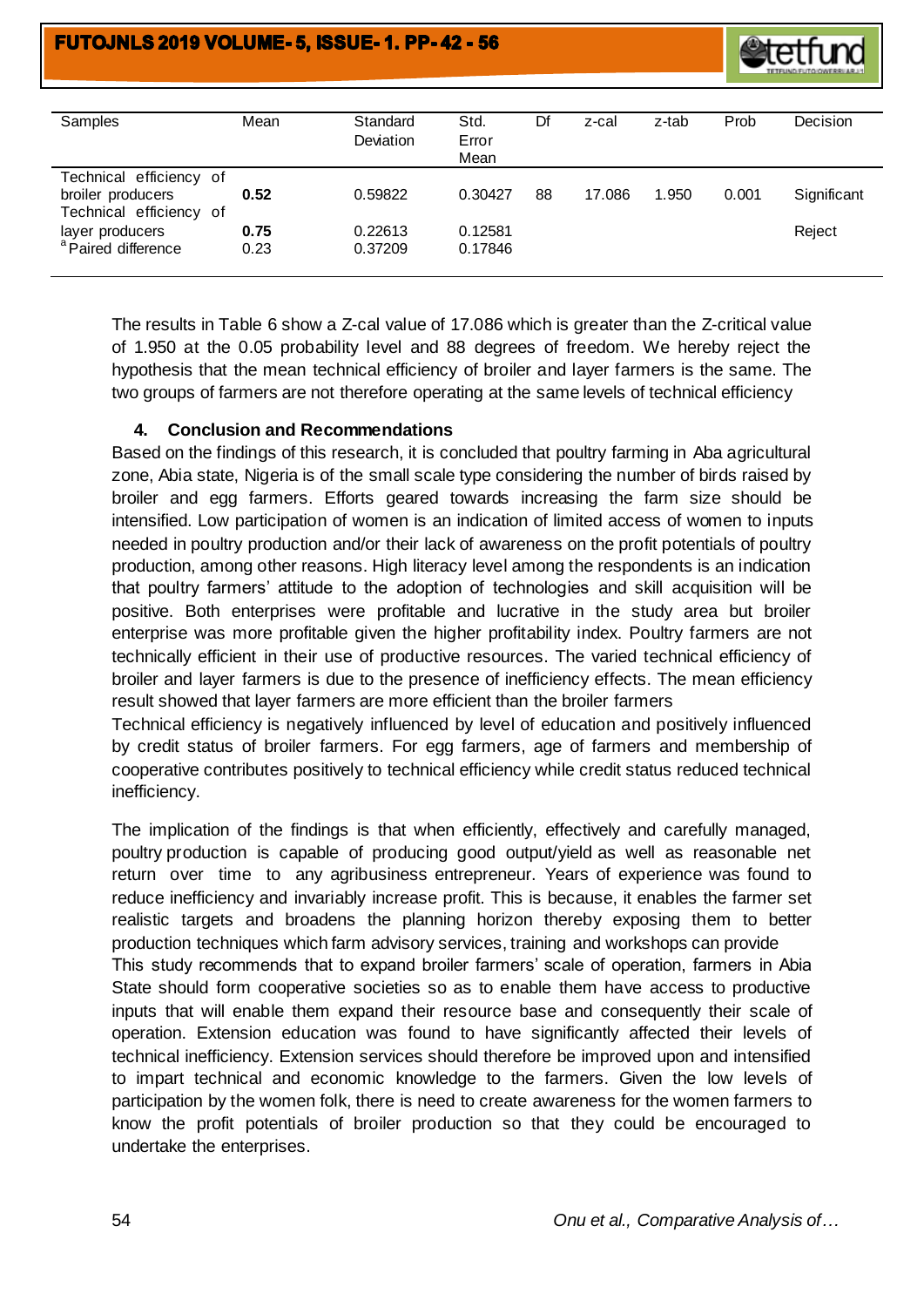| Samples | Mean | Standard Deviation | Std. Error Mean | Df | z-cal | z-tab | Prob | Decision |
|---|---|---|---|---|---|---|---|---|
| Technical efficiency of broiler producers | **0.52** | 0.59822 | 0.30427 | 88 | 17.086 | 1.950 | 0.001 | Significant |
| Technical efficiency of layer producers | **0.75** | 0.22613 | 0.12581 | | | | | Reject |
| [a] Paired difference | 0.23 | 0.37209 | 0.17846 | | | | | |

The results in Table 6 show a Z-cal value of 17.086 which is greater than the Z-critical value of 1.950 at the 0.05 probability level and 88 degrees of freedom. We hereby reject the hypothesis that the mean technical efficiency of broiler and layer farmers is the same. The two groups of farmers are not therefore operating at the same levels of technical efficiency

## 4. Conclusion and Recommendations

Based on the findings of this research, it is concluded that poultry farming in Aba agricultural zone, Abia state, Nigeria is of the small scale type considering the number of birds raised by broiler and egg farmers. Efforts geared towards increasing the farm size should be intensified. Low participation of women is an indication of limited access of women to inputs needed in poultry production and/or their lack of awareness on the profit potentials of poultry production, among other reasons. High literacy level among the respondents is an indication that poultry farmers' attitude to the adoption of technologies and skill acquisition will be positive. Both enterprises were profitable and lucrative in the study area but broiler enterprise was more profitable given the higher profitability index. Poultry farmers are not technically efficient in their use of productive resources. The varied technical efficiency of broiler and layer farmers is due to the presence of inefficiency effects. The mean efficiency result showed that layer farmers are more efficient than the broiler farmers

Technical efficiency is negatively influenced by level of education and positively influenced by credit status of broiler farmers. For egg farmers, age of farmers and membership of cooperative contributes positively to technical efficiency while credit status reduced technical inefficiency.

The implication of the findings is that when efficiently, effectively and carefully managed, poultry production is capable of producing good output/yield as well as reasonable net return over time to any agribusiness entrepreneur. Years of experience was found to reduce inefficiency and invariably increase profit. This is because, it enables the farmer set realistic targets and broadens the planning horizon thereby exposing them to better production techniques which farm advisory services, training and workshops can provide

This study recommends that to expand broiler farmers' scale of operation, farmers in Abia State should form cooperative societies so as to enable them have access to productive inputs that will enable them expand their resource base and consequently their scale of operation. Extension education was found to have significantly affected their levels of technical inefficiency. Extension services should therefore be improved upon and intensified to impart technical and economic knowledge to the farmers. Given the low levels of participation by the women folk, there is need to create awareness for the women farmers to know the profit potentials of broiler production so that they could be encouraged to undertake the enterprises.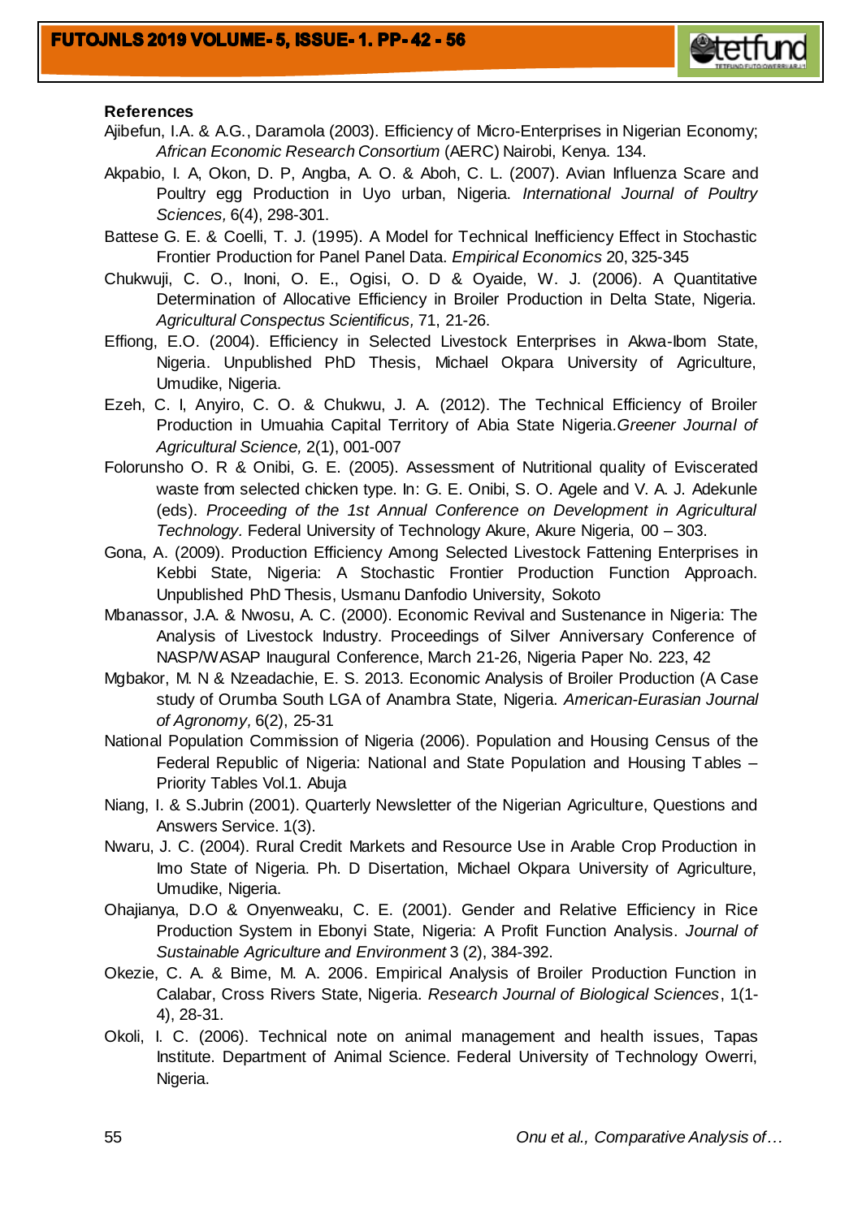**References**

Ajibefun, I.A. & A.G., Daramola (2003). Efficiency of Micro-Enterprises in Nigerian Economy; *African Economic Research Consortium* (AERC) Nairobi, Kenya. 134.

Akpabio, I. A, Okon, D. P, Angba, A. O. & Aboh, C. L. (2007). Avian Influenza Scare and Poultry egg Production in Uyo urban, Nigeria. *International Journal of Poultry Sciences,* 6(4), 298-301.

Battese G. E. & Coelli, T. J. (1995). A Model for Technical Inefficiency Effect in Stochastic Frontier Production for Panel Panel Data. *Empirical Economics* 20, 325-345

Chukwuji, C. O., Inoni, O. E., Ogisi, O. D & Oyaide, W. J. (2006). A Quantitative Determination of Allocative Efficiency in Broiler Production in Delta State, Nigeria. *Agricultural Conspectus Scientificus,* 71, 21-26.

Effiong, E.O. (2004). Efficiency in Selected Livestock Enterprises in Akwa-Ibom State, Nigeria. Unpublished PhD Thesis, Michael Okpara University of Agriculture, Umudike, Nigeria.

Ezeh, C. I, Anyiro, C. O. & Chukwu, J. A. (2012). The Technical Efficiency of Broiler Production in Umuahia Capital Territory of Abia State Nigeria.*Greener Journal of Agricultural Science,* 2(1), 001-007

Folorunsho O. R & Onibi, G. E. (2005). Assessment of Nutritional quality of Eviscerated waste from selected chicken type. In: G. E. Onibi, S. O. Agele and V. A. J. Adekunle (eds). *Proceeding of the 1st Annual Conference on Development in Agricultural Technology.* Federal University of Technology Akure, Akure Nigeria, 00 – 303.

Gona, A. (2009). Production Efficiency Among Selected Livestock Fattening Enterprises in Kebbi State, Nigeria: A Stochastic Frontier Production Function Approach. Unpublished PhD Thesis, Usmanu Danfodio University, Sokoto

Mbanassor, J.A. & Nwosu, A. C. (2000). Economic Revival and Sustenance in Nigeria: The Analysis of Livestock Industry. Proceedings of Silver Anniversary Conference of NASP/WASAP Inaugural Conference, March 21-26, Nigeria Paper No. 223, 42

Mgbakor, M. N & Nzeadachie, E. S. 2013. Economic Analysis of Broiler Production (A Case study of Orumba South LGA of Anambra State, Nigeria. *American-Eurasian Journal of Agronomy,* 6(2), 25-31

National Population Commission of Nigeria (2006). Population and Housing Census of the Federal Republic of Nigeria: National and State Population and Housing Tables – Priority Tables Vol.1. Abuja

Niang, I. & S.Jubrin (2001). Quarterly Newsletter of the Nigerian Agriculture, Questions and Answers Service. 1(3).

Nwaru, J. C. (2004). Rural Credit Markets and Resource Use in Arable Crop Production in Imo State of Nigeria. Ph. D Disertation, Michael Okpara University of Agriculture, Umudike, Nigeria.

Ohajianya, D.O & Onyenweaku, C. E. (2001). Gender and Relative Efficiency in Rice Production System in Ebonyi State, Nigeria: A Profit Function Analysis. *Journal of Sustainable Agriculture and Environment* 3 (2), 384-392.

Okezie, C. A. & Bime, M. A. 2006. Empirical Analysis of Broiler Production Function in Calabar, Cross Rivers State, Nigeria. *Research Journal of Biological Sciences*, 1(1-4), 28-31.

Okoli, I. C. (2006). Technical note on animal management and health issues, Tapas Institute. Department of Animal Science. Federal University of Technology Owerri, Nigeria.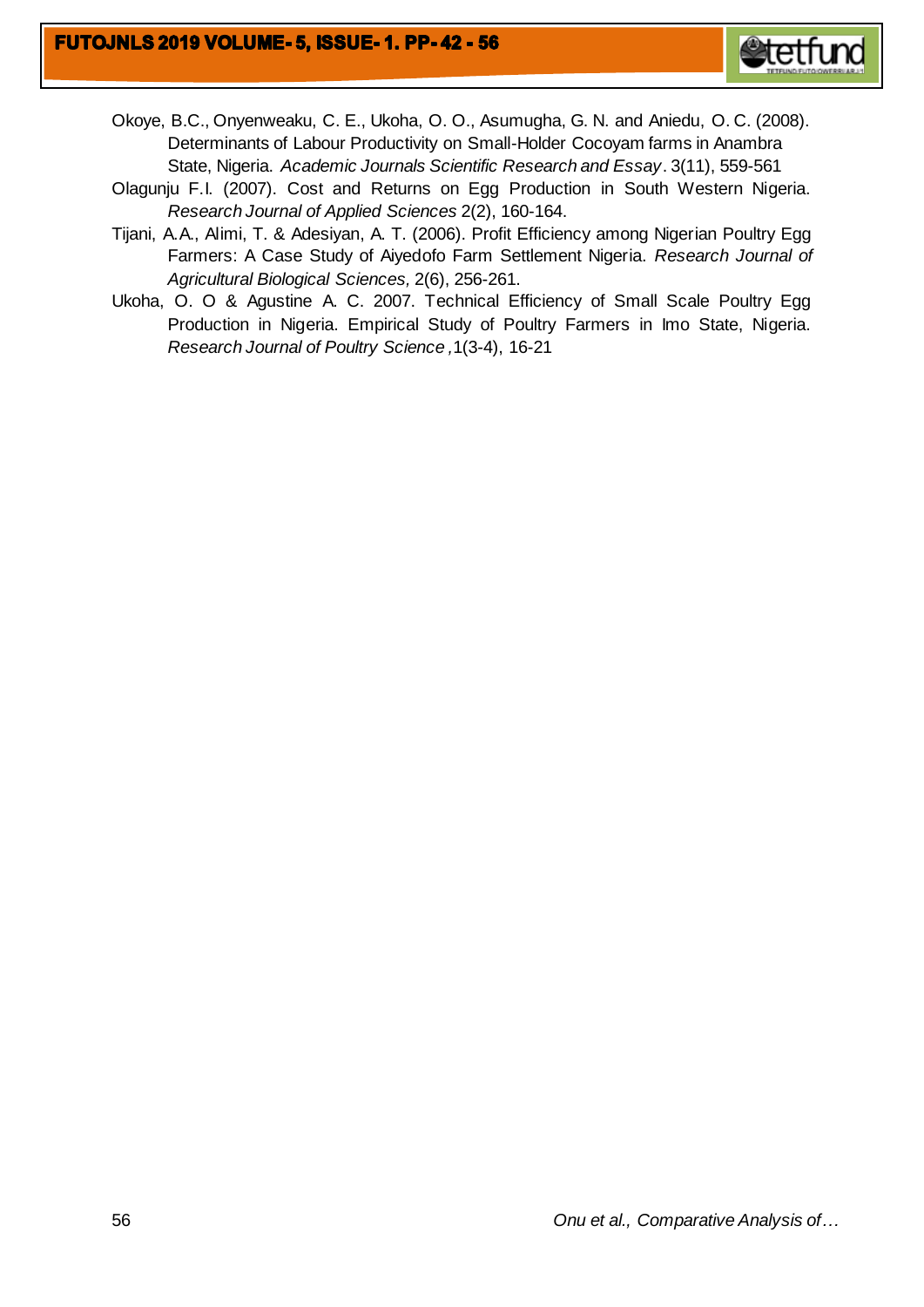Okoye, B.C., Onyenweaku, C. E., Ukoha, O. O., Asumugha, G. N. and Aniedu, O. C. (2008). Determinants of Labour Productivity on Small-Holder Cocoyam farms in Anambra State, Nigeria. *Academic Journals Scientific Research and Essay*. 3(11), 559-561

Olagunju F.I. (2007). Cost and Returns on Egg Production in South Western Nigeria. *Research Journal of Applied Sciences* 2(2), 160-164.

Tijani, A.A., Alimi, T. & Adesiyan, A. T. (2006). Profit Efficiency among Nigerian Poultry Egg Farmers: A Case Study of Aiyedofo Farm Settlement Nigeria. *Research Journal of Agricultural Biological Sciences,* 2(6), 256-261.

Ukoha, O. O & Agustine A. C. 2007. Technical Efficiency of Small Scale Poultry Egg Production in Nigeria. Empirical Study of Poultry Farmers in Imo State, Nigeria. *Research Journal of Poultry Science*,1(3-4), 16-21